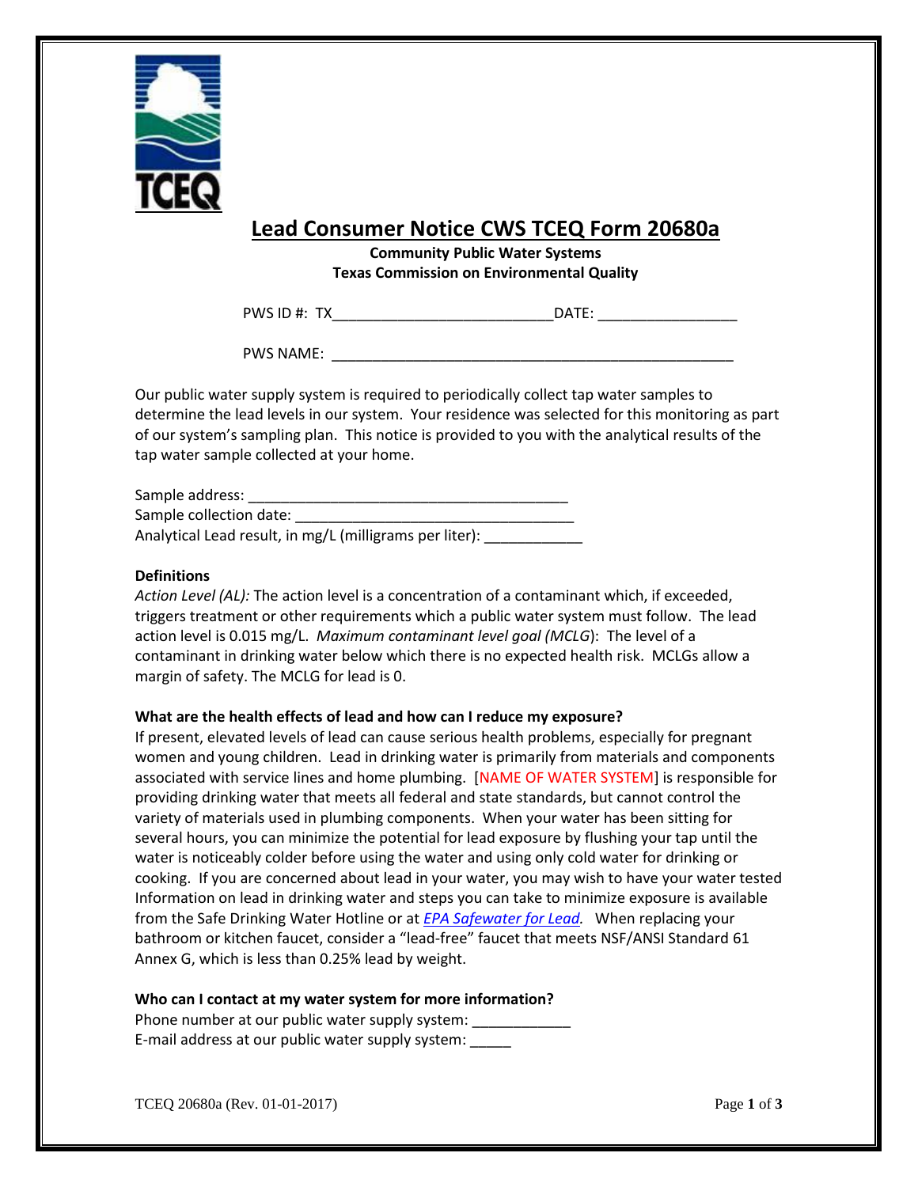# Lead Consumer Notice CWS TCEQ Form 20680a

**Community Public Water Systems**
**Texas Commission on Environmental Quality**

PWS ID #: TX__________________________DATE: ________________

PWS NAME: _______________________________________________

Our public water supply system is required to periodically collect tap water samples to determine the lead levels in our system. Your residence was selected for this monitoring as part of our system's sampling plan. This notice is provided to you with the analytical results of the tap water sample collected at your home.

Sample address: ______________________________________
Sample collection date: _________________________________
Analytical Lead result, in mg/L (milligrams per liter): ___________

**Definitions**

*Action Level (AL):* The action level is a concentration of a contaminant which, if exceeded, triggers treatment or other requirements which a public water system must follow. The lead action level is 0.015 mg/L. *Maximum contaminant level goal (MCLG*): The level of a contaminant in drinking water below which there is no expected health risk. MCLGs allow a margin of safety. The MCLG for lead is 0.

**What are the health effects of lead and how can I reduce my exposure?**

If present, elevated levels of lead can cause serious health problems, especially for pregnant women and young children. Lead in drinking water is primarily from materials and components associated with service lines and home plumbing. [NAME OF WATER SYSTEM] is responsible for providing drinking water that meets all federal and state standards, but cannot control the variety of materials used in plumbing components. When your water has been sitting for several hours, you can minimize the potential for lead exposure by flushing your tap until the water is noticeably colder before using the water and using only cold water for drinking or cooking. If you are concerned about lead in your water, you may wish to have your water tested Information on lead in drinking water and steps you can take to minimize exposure is available from the Safe Drinking Water Hotline or at *EPA Safewater for Lead.* When replacing your bathroom or kitchen faucet, consider a "lead-free" faucet that meets NSF/ANSI Standard 61 Annex G, which is less than 0.25% lead by weight.

**Who can I contact at my water system for more information?**

Phone number at our public water supply system: ___________
E-mail address at our public water supply system: _____

TCEQ 20680a (Rev. 01-01-2017)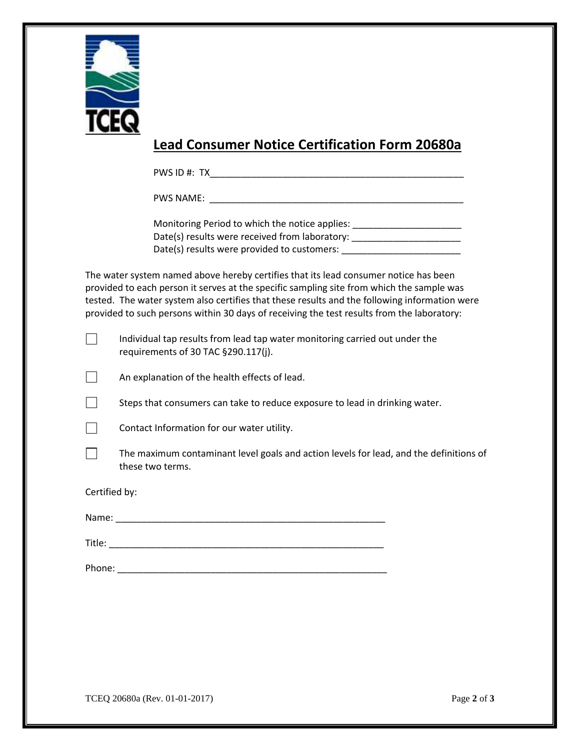# Lead Consumer Notice Certification Form 20680a

PWS ID #: TX\_\_\_\_\_\_\_\_\_\_\_\_\_\_\_\_\_\_\_\_\_\_\_\_\_\_\_\_\_\_\_\_\_\_\_\_\_\_\_\_\_\_\_\_\_\_\_\_

PWS NAME: \_\_\_\_\_\_\_\_\_\_\_\_\_\_\_\_\_\_\_\_\_\_\_\_\_\_\_\_\_\_\_\_\_\_\_\_\_\_\_\_\_\_\_\_\_\_\_\_

Monitoring Period to which the notice applies: \_\_\_\_\_\_\_\_\_\_\_\_\_\_\_\_\_\_\_\_\_
Date(s) results were received from laboratory: \_\_\_\_\_\_\_\_\_\_\_\_\_\_\_\_\_\_\_\_\_
Date(s) results were provided to customers: \_\_\_\_\_\_\_\_\_\_\_\_\_\_\_\_\_\_\_\_\_\_\_

The water system named above hereby certifies that its lead consumer notice has been provided to each person it serves at the specific sampling site from which the sample was tested. The water system also certifies that these results and the following information were provided to such persons within 30 days of receiving the test results from the laboratory:

- [ ] Individual tap results from lead tap water monitoring carried out under the requirements of 30 TAC §290.117(j).
- [ ] An explanation of the health effects of lead.
- [ ] Steps that consumers can take to reduce exposure to lead in drinking water.
- [ ] Contact Information for our water utility.
- [ ] The maximum contaminant level goals and action levels for lead, and the definitions of these two terms.

Certified by:

Name: \_\_\_\_\_\_\_\_\_\_\_\_\_\_\_\_\_\_\_\_\_\_\_\_\_\_\_\_\_\_\_\_\_\_\_\_\_\_\_\_\_\_\_\_\_\_\_\_\_\_\_

Title: \_\_\_\_\_\_\_\_\_\_\_\_\_\_\_\_\_\_\_\_\_\_\_\_\_\_\_\_\_\_\_\_\_\_\_\_\_\_\_\_\_\_\_\_\_\_\_\_\_\_\_\_

Phone: \_\_\_\_\_\_\_\_\_\_\_\_\_\_\_\_\_\_\_\_\_\_\_\_\_\_\_\_\_\_\_\_\_\_\_\_\_\_\_\_\_\_\_\_\_\_\_\_\_\_\_

TCEQ 20680a (Rev. 01-01-2017)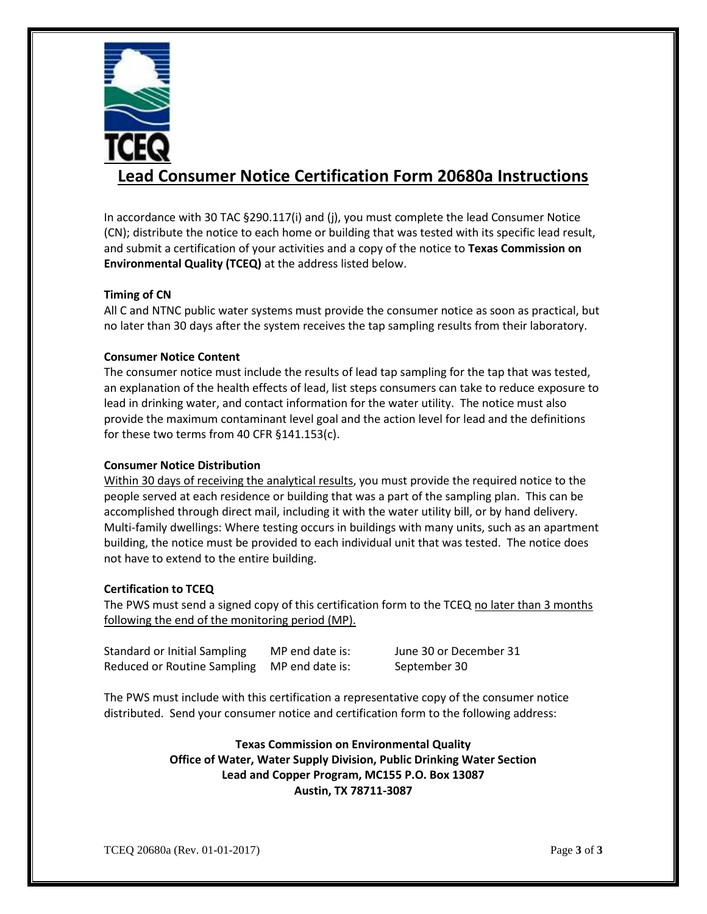# Lead Consumer Notice Certification Form 20680a Instructions

In accordance with 30 TAC §290.117(i) and (j), you must complete the lead Consumer Notice (CN); distribute the notice to each home or building that was tested with its specific lead result, and submit a certification of your activities and a copy of the notice to **Texas Commission on Environmental Quality (TCEQ)** at the address listed below.

**Timing of CN**

All C and NTNC public water systems must provide the consumer notice as soon as practical, but no later than 30 days after the system receives the tap sampling results from their laboratory.

**Consumer Notice Content**

The consumer notice must include the results of lead tap sampling for the tap that was tested, an explanation of the health effects of lead, list steps consumers can take to reduce exposure to lead in drinking water, and contact information for the water utility. The notice must also provide the maximum contaminant level goal and the action level for lead and the definitions for these two terms from 40 CFR §141.153(c).

**Consumer Notice Distribution**

Within 30 days of receiving the analytical results, you must provide the required notice to the people served at each residence or building that was a part of the sampling plan. This can be accomplished through direct mail, including it with the water utility bill, or by hand delivery. Multi-family dwellings: Where testing occurs in buildings with many units, such as an apartment building, the notice must be provided to each individual unit that was tested. The notice does not have to extend to the entire building.

**Certification to TCEQ**

The PWS must send a signed copy of this certification form to the TCEQ no later than 3 months following the end of the monitoring period (MP).

| | | |
|---|---|---|
| Standard or Initial Sampling | MP end date is: | June 30 or December 31 |
| Reduced or Routine Sampling | MP end date is: | September 30 |

The PWS must include with this certification a representative copy of the consumer notice distributed. Send your consumer notice and certification form to the following address:

**Texas Commission on Environmental Quality**
**Office of Water, Water Supply Division, Public Drinking Water Section**
**Lead and Copper Program, MC155 P.O. Box 13087**
**Austin, TX 78711-3087**

TCEQ 20680a (Rev. 01-01-2017)